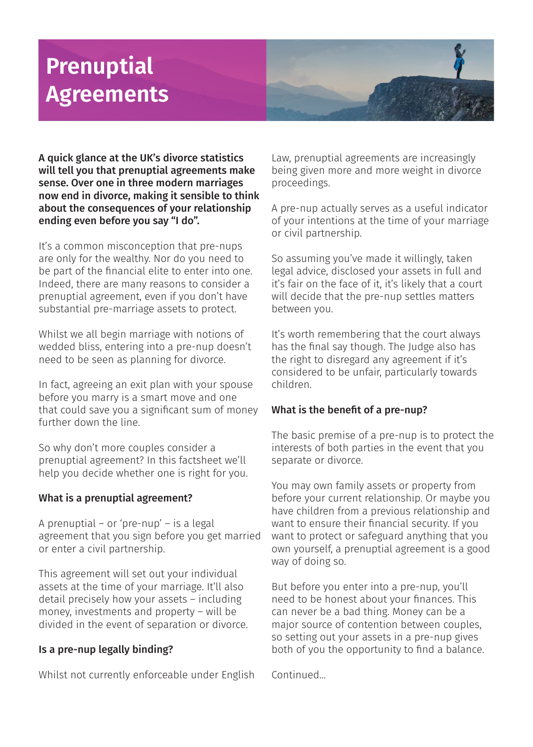# Prenuptial Agreements

**A quick glance at the UK's divorce statistics will tell you that prenuptial agreements make sense. Over one in three modern marriages now end in divorce, making it sensible to think about the consequences of your relationship ending even before you say "I do".**

It's a common misconception that pre-nups are only for the wealthy. Nor do you need to be part of the financial elite to enter into one. Indeed, there are many reasons to consider a prenuptial agreement, even if you don't have substantial pre-marriage assets to protect.

Whilst we all begin marriage with notions of wedded bliss, entering into a pre-nup doesn't need to be seen as planning for divorce.

In fact, agreeing an exit plan with your spouse before you marry is a smart move and one that could save you a significant sum of money further down the line.

So why don't more couples consider a prenuptial agreement? In this factsheet we'll help you decide whether one is right for you.

### What is a prenuptial agreement?

A prenuptial – or 'pre-nup' – is a legal agreement that you sign before you get married or enter a civil partnership.

This agreement will set out your individual assets at the time of your marriage. It'll also detail precisely how your assets – including money, investments and property – will be divided in the event of separation or divorce.

### Is a pre-nup legally binding?

Whilst not currently enforceable under English Law, prenuptial agreements are increasingly being given more and more weight in divorce proceedings.

A pre-nup actually serves as a useful indicator of your intentions at the time of your marriage or civil partnership.

So assuming you've made it willingly, taken legal advice, disclosed your assets in full and it's fair on the face of it, it's likely that a court will decide that the pre-nup settles matters between you.

It's worth remembering that the court always has the final say though. The Judge also has the right to disregard any agreement if it's considered to be unfair, particularly towards children.

### What is the benefit of a pre-nup?

The basic premise of a pre-nup is to protect the interests of both parties in the event that you separate or divorce.

You may own family assets or property from before your current relationship. Or maybe you have children from a previous relationship and want to ensure their financial security. If you want to protect or safeguard anything that you own yourself, a prenuptial agreement is a good way of doing so.

But before you enter into a pre-nup, you'll need to be honest about your finances. This can never be a bad thing. Money can be a major source of contention between couples, so setting out your assets in a pre-nup gives both of you the opportunity to find a balance.

Continued...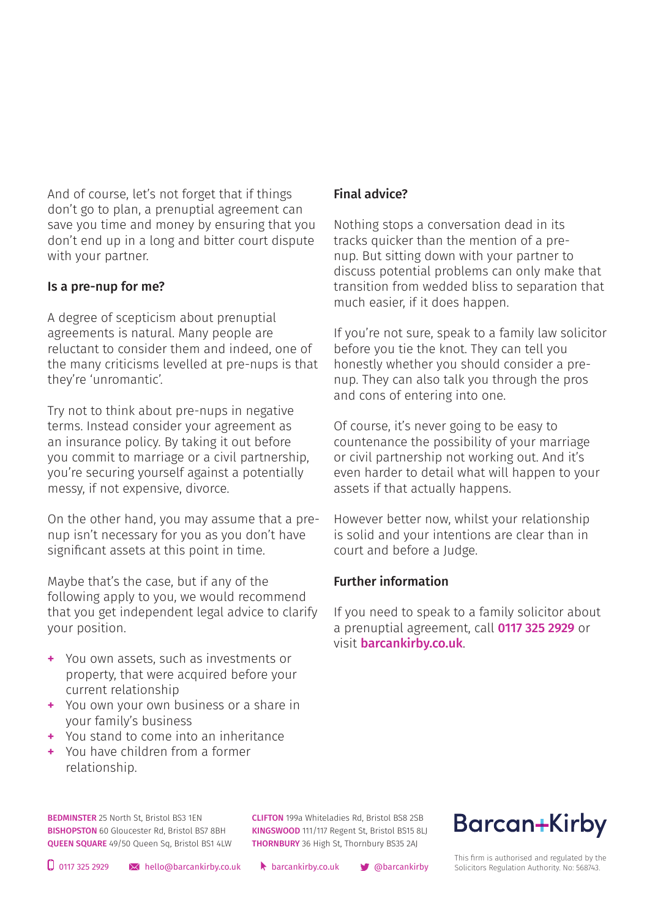And of course, let's not forget that if things don't go to plan, a prenuptial agreement can save you time and money by ensuring that you don't end up in a long and bitter court dispute with your partner.

### Is a pre-nup for me?

A degree of scepticism about prenuptial agreements is natural. Many people are reluctant to consider them and indeed, one of the many criticisms levelled at pre-nups is that they're 'unromantic'.

Try not to think about pre-nups in negative terms. Instead consider your agreement as an insurance policy. By taking it out before you commit to marriage or a civil partnership, you're securing yourself against a potentially messy, if not expensive, divorce.

On the other hand, you may assume that a pre-nup isn't necessary for you as you don't have significant assets at this point in time.

Maybe that's the case, but if any of the following apply to you, we would recommend that you get independent legal advice to clarify your position.

+ You own assets, such as investments or property, that were acquired before your current relationship
+ You own your own business or a share in your family's business
+ You stand to come into an inheritance
+ You have children from a former relationship

### Final advice?

Nothing stops a conversation dead in its tracks quicker than the mention of a pre-nup. But sitting down with your partner to discuss potential problems can only make that transition from wedded bliss to separation that much easier, if it does happen.

If you're not sure, speak to a family law solicitor before you tie the knot. They can tell you honestly whether you should consider a pre-nup. They can also talk you through the pros and cons of entering into one.

Of course, it's never going to be easy to countenance the possibility of your marriage or civil partnership not working out. And it's even harder to detail what will happen to your assets if that actually happens.

However better now, whilst your relationship is solid and your intentions are clear than in court and before a Judge.

### Further information

If you need to speak to a family solicitor about a prenuptial agreement, call **0117 325 2929** or visit **barcankirby.co.uk**.

**BEDMINSTER** 25 North St, Bristol BS3 1EN
**BISHOPSTON** 60 Gloucester Rd, Bristol BS7 8BH
**QUEEN SQUARE** 49/50 Queen Sq, Bristol BS1 4LW
**CLIFTON** 199a Whiteladies Rd, Bristol BS8 2SB
**KINGSWOOD** 111/117 Regent St, Bristol BS15 8LJ
**THORNBURY** 36 High St, Thornbury BS35 2AJ

0117 325 2929 hello@barcankirby.co.uk barcankirby.co.uk @barcankirby

Barcan+Kirby

This firm is authorised and regulated by the Solicitors Regulation Authority. No: 568743.